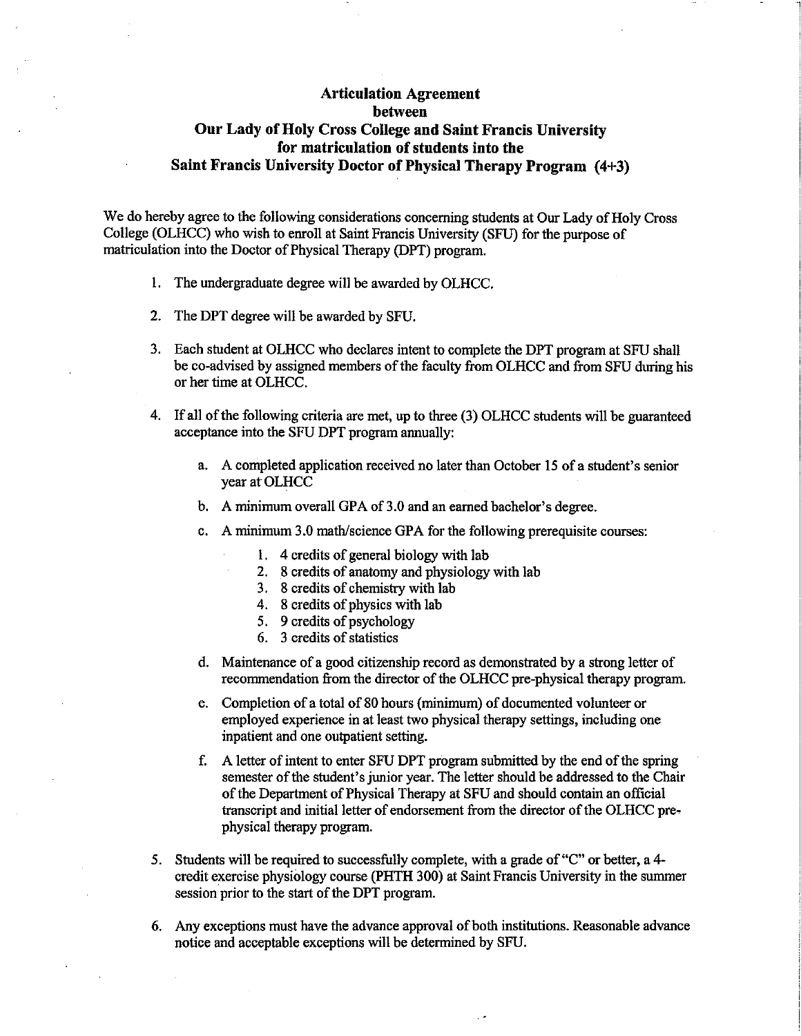# Articulation Agreement between Our Lady of Holy Cross College and Saint Francis University for matriculation of students into the Saint Francis University Doctor of Physical Therapy Program (4+3)

We do hereby agree to the following considerations concerning students at Our Lady of Holy Cross College (OLHCC) who wish to enroll at Saint Francis University (SFU) for the purpose of matriculation into the Doctor of Physical Therapy (DPT) program.

1. The undergraduate degree will be awarded by OLHCC.

2. The DPT degree will be awarded by SFU.

3. Each student at OLHCC who declares intent to complete the DPT program at SFU shall be co-advised by assigned members of the faculty from OLHCC and from SFU during his or her time at OLHCC.

4. If all of the following criteria are met, up to three (3) OLHCC students will be guaranteed acceptance into the SFU DPT program annually:

   a. A completed application received no later than October 15 of a student's senior year at OLHCC

   b. A minimum overall GPA of 3.0 and an earned bachelor's degree.

   c. A minimum 3.0 math/science GPA for the following prerequisite courses:

      1. 4 credits of general biology with lab
      2. 8 credits of anatomy and physiology with lab
      3. 8 credits of chemistry with lab
      4. 8 credits of physics with lab
      5. 9 credits of psychology
      6. 3 credits of statistics

   d. Maintenance of a good citizenship record as demonstrated by a strong letter of recommendation from the director of the OLHCC pre-physical therapy program.

   e. Completion of a total of 80 hours (minimum) of documented volunteer or employed experience in at least two physical therapy settings, including one inpatient and one outpatient setting.

   f. A letter of intent to enter SFU DPT program submitted by the end of the spring semester of the student's junior year. The letter should be addressed to the Chair of the Department of Physical Therapy at SFU and should contain an official transcript and initial letter of endorsement from the director of the OLHCC pre-physical therapy program.

5. Students will be required to successfully complete, with a grade of "C" or better, a 4-credit exercise physiology course (PHTH 300) at Saint Francis University in the summer session prior to the start of the DPT program.

6. Any exceptions must have the advance approval of both institutions. Reasonable advance notice and acceptable exceptions will be determined by SFU.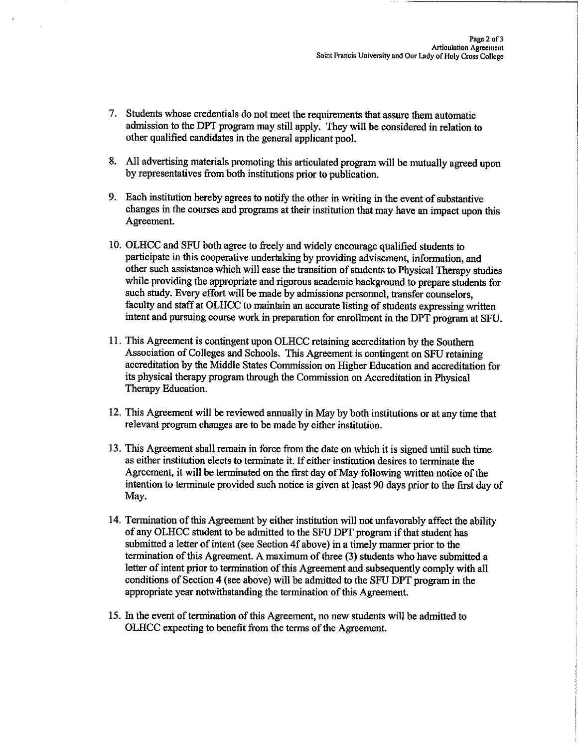7. Students whose credentials do not meet the requirements that assure them automatic admission to the DPT program may still apply. They will be considered in relation to other qualified candidates in the general applicant pool.

8. All advertising materials promoting this articulated program will be mutually agreed upon by representatives from both institutions prior to publication.

9. Each institution hereby agrees to notify the other in writing in the event of substantive changes in the courses and programs at their institution that may have an impact upon this Agreement.

10. OLHCC and SFU both agree to freely and widely encourage qualified students to participate in this cooperative undertaking by providing advisement, information, and other such assistance which will ease the transition of students to Physical Therapy studies while providing the appropriate and rigorous academic background to prepare students for such study. Every effort will be made by admissions personnel, transfer counselors, faculty and staff at OLHCC to maintain an accurate listing of students expressing written intent and pursuing course work in preparation for enrollment in the DPT program at SFU.

11. This Agreement is contingent upon OLHCC retaining accreditation by the Southern Association of Colleges and Schools. This Agreement is contingent on SFU retaining accreditation by the Middle States Commission on Higher Education and accreditation for its physical therapy program through the Commission on Accreditation in Physical Therapy Education.

12. This Agreement will be reviewed annually in May by both institutions or at any time that relevant program changes are to be made by either institution.

13. This Agreement shall remain in force from the date on which it is signed until such time as either institution elects to terminate it. If either institution desires to terminate the Agreement, it will be terminated on the first day of May following written notice of the intention to terminate provided such notice is given at least 90 days prior to the first day of May.

14. Termination of this Agreement by either institution will not unfavorably affect the ability of any OLHCC student to be admitted to the SFU DPT program if that student has submitted a letter of intent (see Section 4f above) in a timely manner prior to the termination of this Agreement. A maximum of three (3) students who have submitted a letter of intent prior to termination of this Agreement and subsequently comply with all conditions of Section 4 (see above) will be admitted to the SFU DPT program in the appropriate year notwithstanding the termination of this Agreement.

15. In the event of termination of this Agreement, no new students will be admitted to OLHCC expecting to benefit from the terms of the Agreement.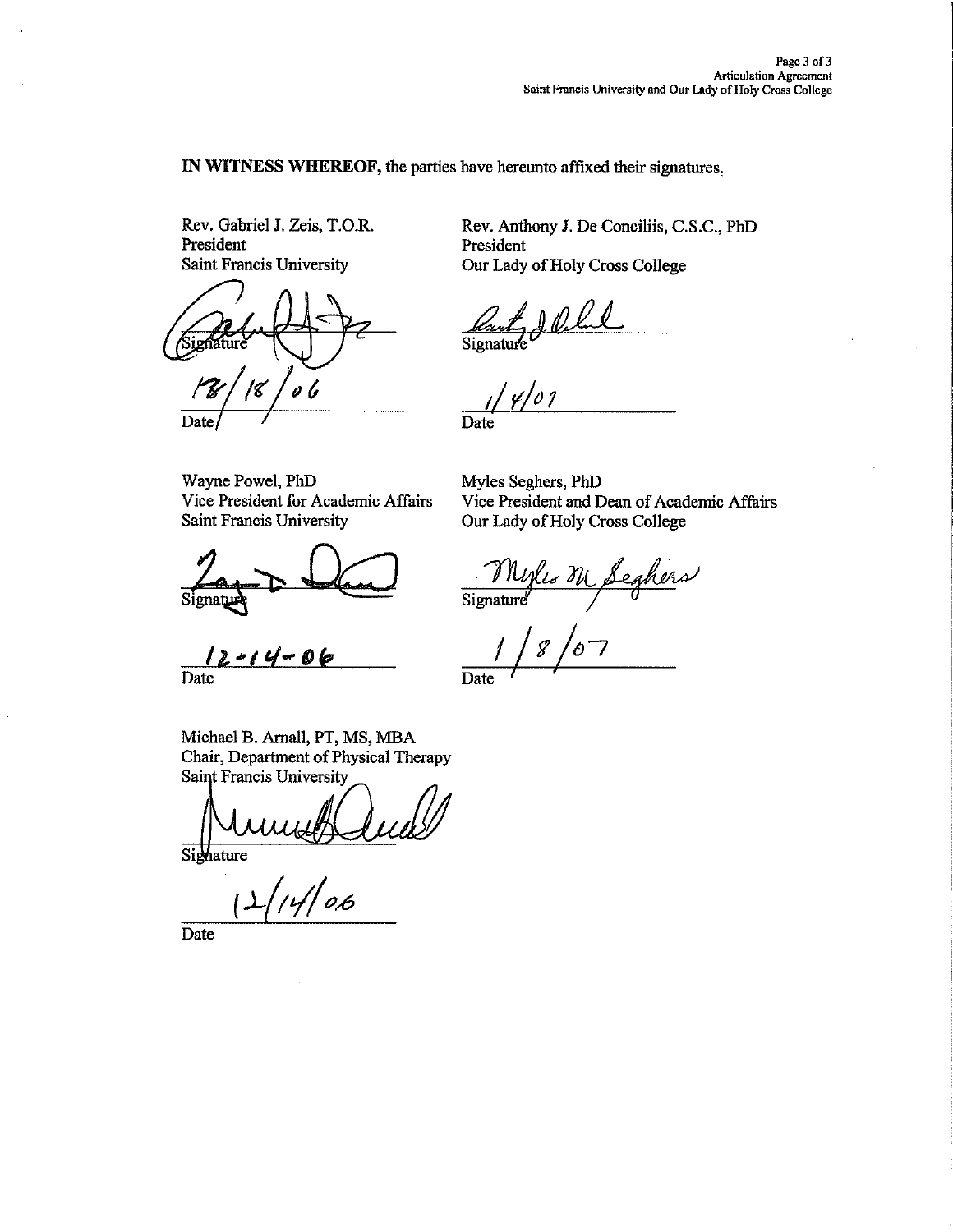**IN WITNESS WHEREOF,** the parties have hereunto affixed their signatures.

Rev. Gabriel J. Zeis, T.O.R.
President
Saint Francis University

Signature

12/18/06
Date

Rev. Anthony J. De Conciliis, C.S.C., PhD
President
Our Lady of Holy Cross College

Signature

1/4/07
Date

Wayne Powel, PhD
Vice President for Academic Affairs
Saint Francis University

Signature

12-14-06
Date

Myles Seghers, PhD
Vice President and Dean of Academic Affairs
Our Lady of Holy Cross College

Signature

1/8/07
Date

Michael B. Arnall, PT, MS, MBA
Chair, Department of Physical Therapy
Saint Francis University

Signature

12/14/06
Date